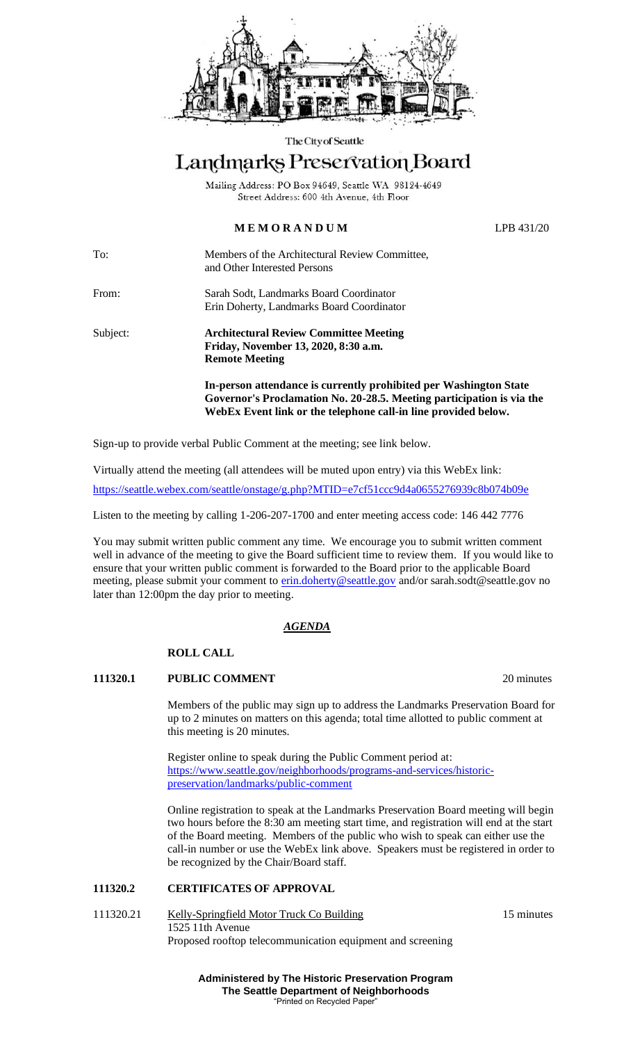The City of Seattle

# Landmarks Preservation Board

Mailing Address: PO Box 94649, Seattle WA 98124-4649
Street Address: 600 4th Avenue, 4th Floor

**MEMORANDUM** LPB 431/20

To: Members of the Architectural Review Committee, and Other Interested Persons

From: Sarah Sodt, Landmarks Board Coordinator
Erin Doherty, Landmarks Board Coordinator

Subject: **Architectural Review Committee Meeting**
**Friday, November 13, 2020, 8:30 a.m.**
**Remote Meeting**

**In-person attendance is currently prohibited per Washington State Governor's Proclamation No. 20-28.5. Meeting participation is via the WebEx Event link or the telephone call-in line provided below.**

Sign-up to provide verbal Public Comment at the meeting; see link below.

Virtually attend the meeting (all attendees will be muted upon entry) via this WebEx link:

https://seattle.webex.com/seattle/onstage/g.php?MTID=e7cf51ccc9d4a0655276939c8b074b09e

Listen to the meeting by calling 1-206-207-1700 and enter meeting access code: 146 442 7776

You may submit written public comment any time. We encourage you to submit written comment well in advance of the meeting to give the Board sufficient time to review them. If you would like to ensure that your written public comment is forwarded to the Board prior to the applicable Board meeting, please submit your comment to erin.doherty@seattle.gov and/or sarah.sodt@seattle.gov no later than 12:00pm the day prior to meeting.

## *AGENDA*

**ROLL CALL**

**111320.1 PUBLIC COMMENT** 20 minutes

Members of the public may sign up to address the Landmarks Preservation Board for up to 2 minutes on matters on this agenda; total time allotted to public comment at this meeting is 20 minutes.

Register online to speak during the Public Comment period at: https://www.seattle.gov/neighborhoods/programs-and-services/historic-preservation/landmarks/public-comment

Online registration to speak at the Landmarks Preservation Board meeting will begin two hours before the 8:30 am meeting start time, and registration will end at the start of the Board meeting. Members of the public who wish to speak can either use the call-in number or use the WebEx link above. Speakers must be registered in order to be recognized by the Chair/Board staff.

**111320.2 CERTIFICATES OF APPROVAL**

111320.21 Kelly-Springfield Motor Truck Co Building — 15 minutes
1525 11th Avenue
Proposed rooftop telecommunication equipment and screening

**Administered by The Historic Preservation Program**
**The Seattle Department of Neighborhoods**
"Printed on Recycled Paper"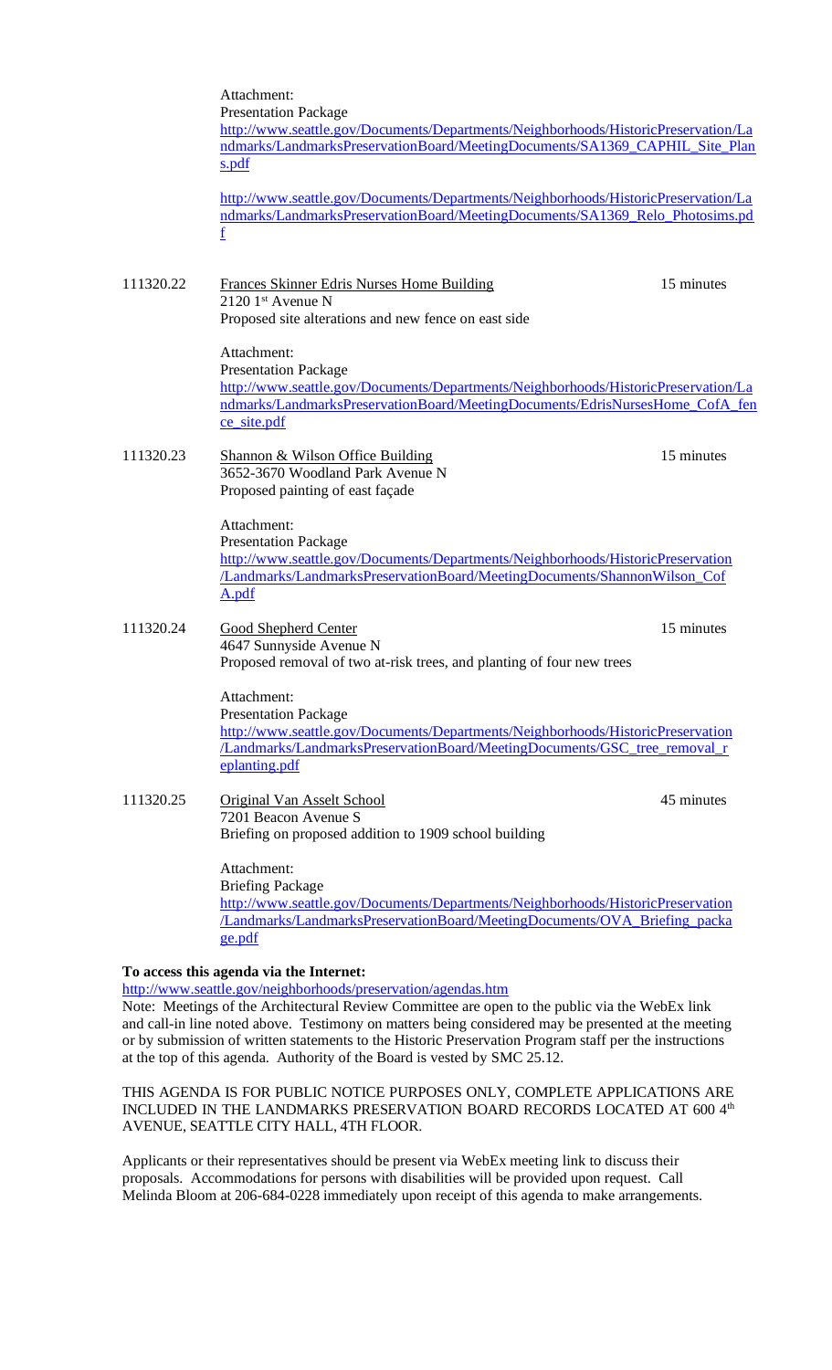Attachment:
Presentation Package
http://www.seattle.gov/Documents/Departments/Neighborhoods/HistoricPreservation/Landmarks/LandmarksPreservationBoard/MeetingDocuments/SA1369_CAPHIL_Site_Plans.pdf

http://www.seattle.gov/Documents/Departments/Neighborhoods/HistoricPreservation/Landmarks/LandmarksPreservationBoard/MeetingDocuments/SA1369_Relo_Photosims.pdf

111320.22 Frances Skinner Edris Nurses Home Building — 15 minutes
2120 1st Avenue N
Proposed site alterations and new fence on east side

Attachment:
Presentation Package
http://www.seattle.gov/Documents/Departments/Neighborhoods/HistoricPreservation/Landmarks/LandmarksPreservationBoard/MeetingDocuments/EdrisNursesHome_CofA_fence_site.pdf

111320.23 Shannon & Wilson Office Building — 15 minutes
3652-3670 Woodland Park Avenue N
Proposed painting of east façade

Attachment:
Presentation Package
http://www.seattle.gov/Documents/Departments/Neighborhoods/HistoricPreservation/Landmarks/LandmarksPreservationBoard/MeetingDocuments/ShannonWilson_CofA.pdf

111320.24 Good Shepherd Center — 15 minutes
4647 Sunnyside Avenue N
Proposed removal of two at-risk trees, and planting of four new trees

Attachment:
Presentation Package
http://www.seattle.gov/Documents/Departments/Neighborhoods/HistoricPreservation/Landmarks/LandmarksPreservationBoard/MeetingDocuments/GSC_tree_removal_replanting.pdf

111320.25 Original Van Asselt School — 45 minutes
7201 Beacon Avenue S
Briefing on proposed addition to 1909 school building

Attachment:
Briefing Package
http://www.seattle.gov/Documents/Departments/Neighborhoods/HistoricPreservation/Landmarks/LandmarksPreservationBoard/MeetingDocuments/OVA_Briefing_package.pdf

**To access this agenda via the Internet:**
http://www.seattle.gov/neighborhoods/preservation/agendas.htm
Note: Meetings of the Architectural Review Committee are open to the public via the WebEx link and call-in line noted above. Testimony on matters being considered may be presented at the meeting or by submission of written statements to the Historic Preservation Program staff per the instructions at the top of this agenda. Authority of the Board is vested by SMC 25.12.

THIS AGENDA IS FOR PUBLIC NOTICE PURPOSES ONLY, COMPLETE APPLICATIONS ARE INCLUDED IN THE LANDMARKS PRESERVATION BOARD RECORDS LOCATED AT 600 4th AVENUE, SEATTLE CITY HALL, 4TH FLOOR.

Applicants or their representatives should be present via WebEx meeting link to discuss their proposals. Accommodations for persons with disabilities will be provided upon request. Call Melinda Bloom at 206-684-0228 immediately upon receipt of this agenda to make arrangements.